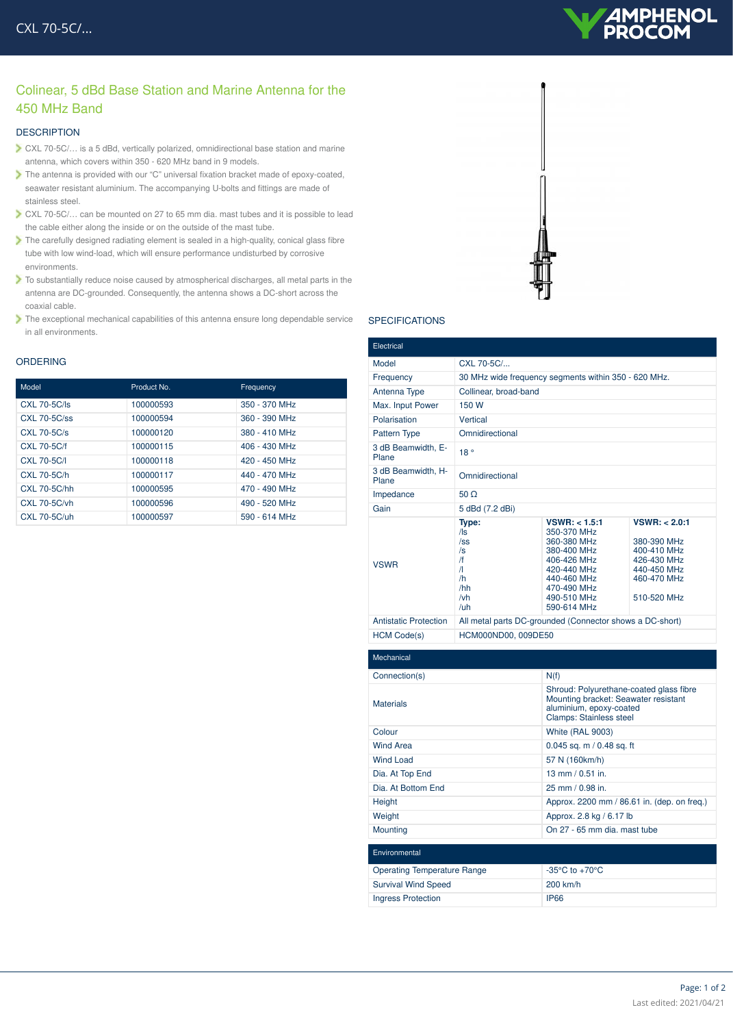# Colinear, 5 dBd Base Station and Marine Antenna for the 450 MHz Band

## DESCRIPTION

- CXL 70-5C/… is a 5 dBd, vertically polarized, omnidirectional base station and marine antenna, which covers within 350 - 620 MHz band in 9 models.
- The antenna is provided with our "C" universal fixation bracket made of epoxy-coated, seawater resistant aluminium. The accompanying U-bolts and fittings are made of stainless steel.
- CXL 70-5C/… can be mounted on 27 to 65 mm dia. mast tubes and it is possible to lead the cable either along the inside or on the outside of the mast tube.
- The carefully designed radiating element is sealed in a high-quality, conical glass fibre tube with low wind-load, which will ensure performance undisturbed by corrosive environments.
- To substantially reduce noise caused by atmospherical discharges, all metal parts in the antenna are DC-grounded. Consequently, the antenna shows a DC-short across the coaxial cable.
- The exceptional mechanical capabilities of this antenna ensure long dependable service in all environments.

## ORDERING

| Model | Product No. | Frequency |
|---|---|---|
| CXL 70-5C/ls | 100000593 | 350 - 370 MHz |
| CXL 70-5C/ss | 100000594 | 360 - 390 MHz |
| CXL 70-5C/s | 100000120 | 380 - 410 MHz |
| CXL 70-5C/f | 100000115 | 406 - 430 MHz |
| CXL 70-5C/l | 100000118 | 420 - 450 MHz |
| CXL 70-5C/h | 100000117 | 440 - 470 MHz |
| CXL 70-5C/hh | 100000595 | 470 - 490 MHz |
| CXL 70-5C/vh | 100000596 | 490 - 520 MHz |
| CXL 70-5C/uh | 100000597 | 590 - 614 MHz |

## SPECIFICATIONS

| Electrical | | | |
|---|---|---|---|
| Model | CXL 70-5C/... | | |
| Frequency | 30 MHz wide frequency segments within 350 - 620 MHz. | | |
| Antenna Type | Collinear, broad-band | | |
| Max. Input Power | 150 W | | |
| Polarisation | Vertical | | |
| Pattern Type | Omnidirectional | | |
| 3 dB Beamwidth, E-Plane | 18 ° | | |
| 3 dB Beamwidth, H-Plane | Omnidirectional | | |
| Impedance | 50 Ω | | |
| Gain | 5 dBd (7.2 dBi) | | |
| VSWR | **Type:** | **VSWR: < 1.5:1** | **VSWR: < 2.0:1** |
| | /ls | 350-370 MHz | |
| | /ss | 360-380 MHz | 380-390 MHz |
| | /s | 380-400 MHz | 400-410 MHz |
| | /f | 406-426 MHz | 426-430 MHz |
| | /l | 420-440 MHz | 440-450 MHz |
| | /h | 440-460 MHz | 460-470 MHz |
| | /hh | 470-490 MHz | |
| | /vh | 490-510 MHz | 510-520 MHz |
| | /uh | 590-614 MHz | |
| Antistatic Protection | All metal parts DC-grounded (Connector shows a DC-short) | | |
| HCM Code(s) | HCM000ND00, 009DE50 | | |

| Mechanical | |
|---|---|
| Connection(s) | N(f) |
| Materials | Shroud: Polyurethane-coated glass fibre<br>Mounting bracket: Seawater resistant aluminium, epoxy-coated<br>Clamps: Stainless steel |
| Colour | White (RAL 9003) |
| Wind Area | 0.045 sq. m / 0.48 sq. ft |
| Wind Load | 57 N (160km/h) |
| Dia. At Top End | 13 mm / 0.51 in. |
| Dia. At Bottom End | 25 mm / 0.98 in. |
| Height | Approx. 2200 mm / 86.61 in. (dep. on freq.) |
| Weight | Approx. 2.8 kg / 6.17 lb |
| Mounting | On 27 - 65 mm dia. mast tube |

| Environmental | |
|---|---|
| Operating Temperature Range | -35°C to +70°C |
| Survival Wind Speed | 200 km/h |
| Ingress Protection | IP66 |

Last edited: 2021/04/21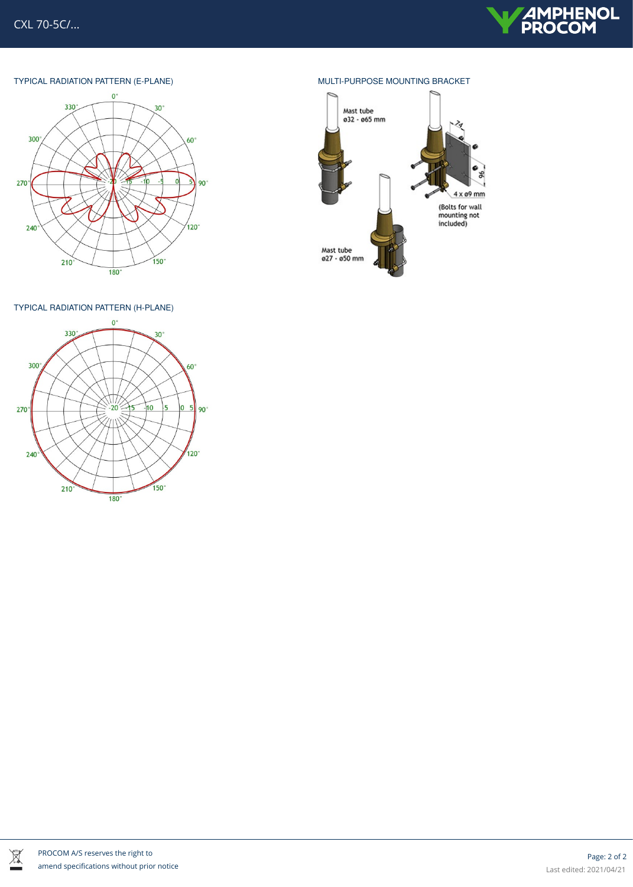## TYPICAL RADIATION PATTERN (E-PLANE)

0°
30°
60°
90°
120°
150°
180°
210°
240°
270°
300°
330°
-20
-15
-10
-5
0
5

## TYPICAL RADIATION PATTERN (H-PLANE)

0°
30°
60°
90°
120°
150°
180°
210°
240°
270°
300°
330°
-20
-15
-10
-5
0
5

## MULTI-PURPOSE MOUNTING BRACKET

Mast tube
ø32 - ø65 mm

74

96

4 x ø9 mm

(Bolts for wall mounting not included)

Mast tube
ø27 - ø50 mm

PROCOM A/S reserves the right to amend specifications without prior notice

Last edited: 2021/04/21